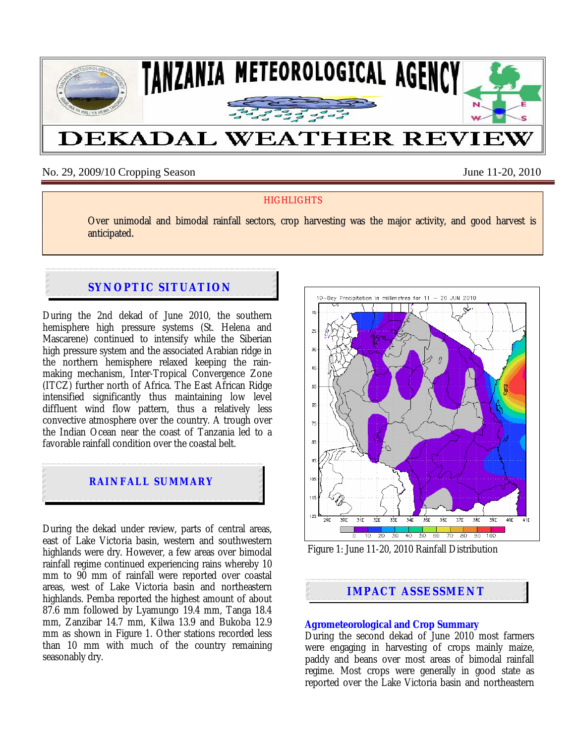# TANZANIA METEOROLOGICAL AGENCY

# DEKADAL WEATHER REVIEW

No. 29, 2009/10 Cropping Season — June 11-20, 2010

**HIGHLIGHTS**

Over unimodal and bimodal rainfall sectors, crop harvesting was the major activity, and good harvest is anticipated.

## SYNOPTIC SITUATION

During the 2nd dekad of June 2010, the southern hemisphere high pressure systems (St. Helena and Mascarene) continued to intensify while the Siberian high pressure system and the associated Arabian ridge in the northern hemisphere relaxed keeping the rain-making mechanism, Inter-Tropical Convergence Zone (ITCZ) further north of Africa. The East African Ridge intensified significantly thus maintaining low level diffluent wind flow pattern, thus a relatively less convective atmosphere over the country. A trough over the Indian Ocean near the coast of Tanzania led to a favorable rainfall condition over the coastal belt.

## RAINFALL SUMMARY

During the dekad under review, parts of central areas, east of Lake Victoria basin, western and southwestern highlands were dry. However, a few areas over bimodal rainfall regime continued experiencing rains whereby 10 mm to 90 mm of rainfall were reported over coastal areas, west of Lake Victoria basin and northeastern highlands. Pemba reported the highest amount of about 87.6 mm followed by Lyamungo 19.4 mm, Tanga 18.4 mm, Zanzibar 14.7 mm, Kilwa 13.9 and Bukoba 12.9 mm as shown in Figure 1. Other stations recorded less than 10 mm with much of the country remaining seasonably dry.

Figure 1: June 11-20, 2010 Rainfall Distribution

## IMPACT ASSESSMENT

### Agrometeorological and Crop Summary

During the second dekad of June 2010 most farmers were engaging in harvesting of crops mainly maize, paddy and beans over most areas of bimodal rainfall regime. Most crops were generally in good state as reported over the Lake Victoria basin and northeastern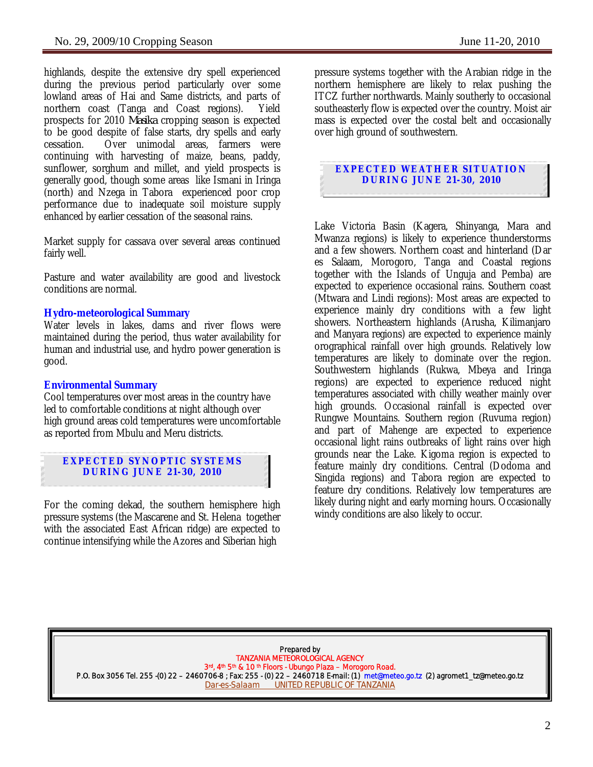highlands, despite the extensive dry spell experienced during the previous period particularly over some lowland areas of Hai and Same districts, and parts of northern coast (Tanga and Coast regions). Yield prospects for 2010 *Masika* cropping season is expected to be good despite of false starts, dry spells and early cessation. Over unimodal areas, farmers were continuing with harvesting of maize, beans, paddy, sunflower, sorghum and millet, and yield prospects is generally good, though some areas like Ismani in Iringa (north) and Nzega in Tabora experienced poor crop performance due to inadequate soil moisture supply enhanced by earlier cessation of the seasonal rains.

Market supply for cassava over several areas continued fairly well.

Pasture and water availability are good and livestock conditions are normal.

### Hydro-meteorological Summary

Water levels in lakes, dams and river flows were maintained during the period, thus water availability for human and industrial use, and hydro power generation is good.

### Environmental Summary

Cool temperatures over most areas in the country have led to comfortable conditions at night although over high ground areas cold temperatures were uncomfortable as reported from Mbulu and Meru districts.

## EXPECTED SYNOPTIC SYSTEMS DURING JUNE 21-30, 2010

For the coming dekad, the southern hemisphere high pressure systems (the Mascarene and St. Helena together with the associated East African ridge) are expected to continue intensifying while the Azores and Siberian high pressure systems together with the Arabian ridge in the northern hemisphere are likely to relax pushing the ITCZ further northwards. Mainly southerly to occasional southeasterly flow is expected over the country. Moist air mass is expected over the costal belt and occasionally over high ground of southwestern.

## EXPECTED WEATHER SITUATION DURING JUNE 21-30, 2010

Lake Victoria Basin (Kagera, Shinyanga, Mara and Mwanza regions) is likely to experience thunderstorms and a few showers. Northern coast and hinterland (Dar es Salaam, Morogoro, Tanga and Coastal regions together with the Islands of Unguja and Pemba) are expected to experience occasional rains. Southern coast (Mtwara and Lindi regions): Most areas are expected to experience mainly dry conditions with a few light showers. Northeastern highlands (Arusha, Kilimanjaro and Manyara regions) are expected to experience mainly orographical rainfall over high grounds. Relatively low temperatures are likely to dominate over the region. Southwestern highlands (Rukwa, Mbeya and Iringa regions) are expected to experience reduced night temperatures associated with chilly weather mainly over high grounds. Occasional rainfall is expected over Rungwe Mountains. Southern region (Ruvuma region) and part of Mahenge are expected to experience occasional light rains outbreaks of light rains over high grounds near the Lake. Kigoma region is expected to feature mainly dry conditions. Central (Dodoma and Singida regions) and Tabora region are expected to feature dry conditions. Relatively low temperatures are likely during night and early morning hours. Occasionally windy conditions are also likely to occur.

Prepared by
TANZANIA METEOROLOGICAL AGENCY
3rd, 4th 5th & 10 th Floors - Ubungo Plaza – Morogoro Road.
P.O. Box 3056 Tel. 255 -(0) 22 – 2460706-8 ; Fax: 255 - (0) 22 – 2460718 E-mail: (1) met@meteo.go.tz (2) agromet1_tz@meteo.go.tz
Dar-es-Salaam UNITED REPUBLIC OF TANZANIA